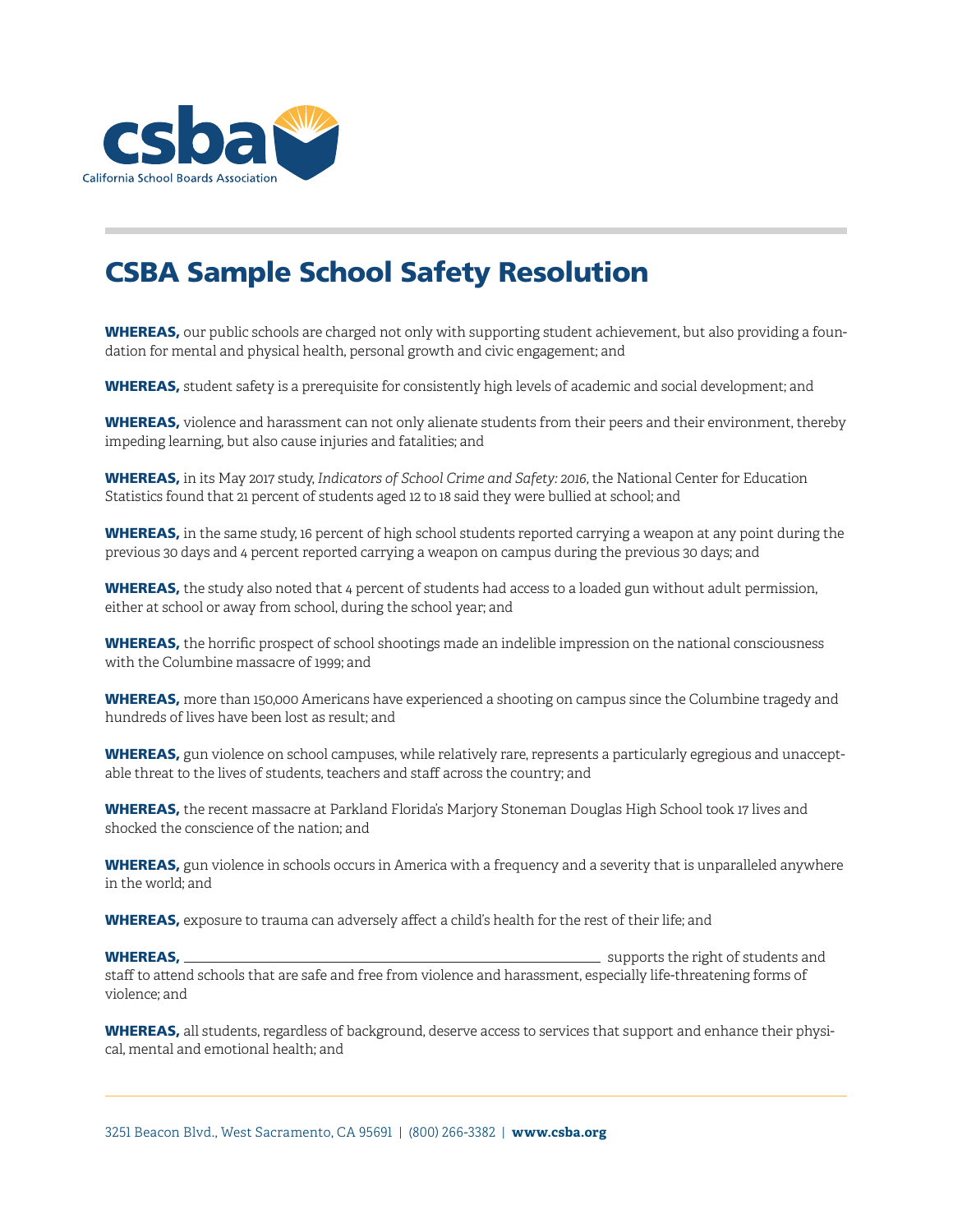csba
California School Boards Association

# CSBA Sample School Safety Resolution

**WHEREAS,** our public schools are charged not only with supporting student achievement, but also providing a foundation for mental and physical health, personal growth and civic engagement; and

**WHEREAS,** student safety is a prerequisite for consistently high levels of academic and social development; and

**WHEREAS,** violence and harassment can not only alienate students from their peers and their environment, thereby impeding learning, but also cause injuries and fatalities; and

**WHEREAS,** in its May 2017 study, *Indicators of School Crime and Safety: 2016*, the National Center for Education Statistics found that 21 percent of students aged 12 to 18 said they were bullied at school; and

**WHEREAS,** in the same study, 16 percent of high school students reported carrying a weapon at any point during the previous 30 days and 4 percent reported carrying a weapon on campus during the previous 30 days; and

**WHEREAS,** the study also noted that 4 percent of students had access to a loaded gun without adult permission, either at school or away from school, during the school year; and

**WHEREAS,** the horrific prospect of school shootings made an indelible impression on the national consciousness with the Columbine massacre of 1999; and

**WHEREAS,** more than 150,000 Americans have experienced a shooting on campus since the Columbine tragedy and hundreds of lives have been lost as result; and

**WHEREAS,** gun violence on school campuses, while relatively rare, represents a particularly egregious and unacceptable threat to the lives of students, teachers and staff across the country; and

**WHEREAS,** the recent massacre at Parkland Florida's Marjory Stoneman Douglas High School took 17 lives and shocked the conscience of the nation; and

**WHEREAS,** gun violence in schools occurs in America with a frequency and a severity that is unparalleled anywhere in the world; and

**WHEREAS,** exposure to trauma can adversely affect a child's health for the rest of their life; and

**WHEREAS,** ______________________________ supports the right of students and staff to attend schools that are safe and free from violence and harassment, especially life-threatening forms of violence; and

**WHEREAS,** all students, regardless of background, deserve access to services that support and enhance their physical, mental and emotional health; and

3251 Beacon Blvd., West Sacramento, CA 95691 | (800) 266-3382 | **www.csba.org**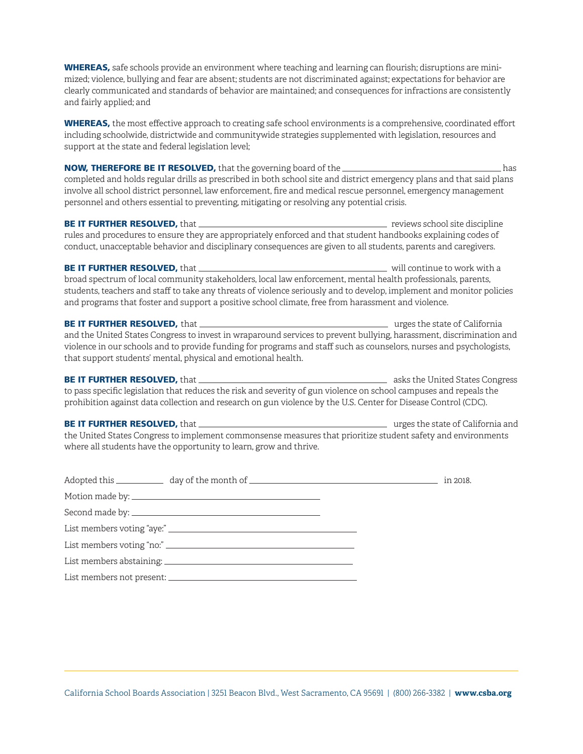**WHEREAS,** safe schools provide an environment where teaching and learning can flourish; disruptions are minimized; violence, bullying and fear are absent; students are not discriminated against; expectations for behavior are clearly communicated and standards of behavior are maintained; and consequences for infractions are consistently and fairly applied; and

**WHEREAS,** the most effective approach to creating safe school environments is a comprehensive, coordinated effort including schoolwide, districtwide and communitywide strategies supplemented with legislation, resources and support at the state and federal legislation level;

**NOW, THEREFORE BE IT RESOLVED,** that the governing board of the ____________________ has completed and holds regular drills as prescribed in both school site and district emergency plans and that said plans involve all school district personnel, law enforcement, fire and medical rescue personnel, emergency management personnel and others essential to preventing, mitigating or resolving any potential crisis.

**BE IT FURTHER RESOLVED,** that ____________________ reviews school site discipline rules and procedures to ensure they are appropriately enforced and that student handbooks explaining codes of conduct, unacceptable behavior and disciplinary consequences are given to all students, parents and caregivers.

**BE IT FURTHER RESOLVED,** that ____________________ will continue to work with a broad spectrum of local community stakeholders, local law enforcement, mental health professionals, parents, students, teachers and staff to take any threats of violence seriously and to develop, implement and monitor policies and programs that foster and support a positive school climate, free from harassment and violence.

**BE IT FURTHER RESOLVED,** that ____________________ urges the state of California and the United States Congress to invest in wraparound services to prevent bullying, harassment, discrimination and violence in our schools and to provide funding for programs and staff such as counselors, nurses and psychologists, that support students' mental, physical and emotional health.

**BE IT FURTHER RESOLVED,** that ____________________ asks the United States Congress to pass specific legislation that reduces the risk and severity of gun violence on school campuses and repeals the prohibition against data collection and research on gun violence by the U.S. Center for Disease Control (CDC).

**BE IT FURTHER RESOLVED,** that ____________________ urges the state of California and the United States Congress to implement commonsense measures that prioritize student safety and environments where all students have the opportunity to learn, grow and thrive.

Adopted this __________ day of the month of ____________________ in 2018.

Motion made by: ____________________

Second made by: ____________________

List members voting "aye:" ____________________

List members voting "no:" ____________________

List members abstaining: ____________________

List members not present: ____________________

California School Boards Association | 3251 Beacon Blvd., West Sacramento, CA 95691 | (800) 266-3382 | **www.csba.org**